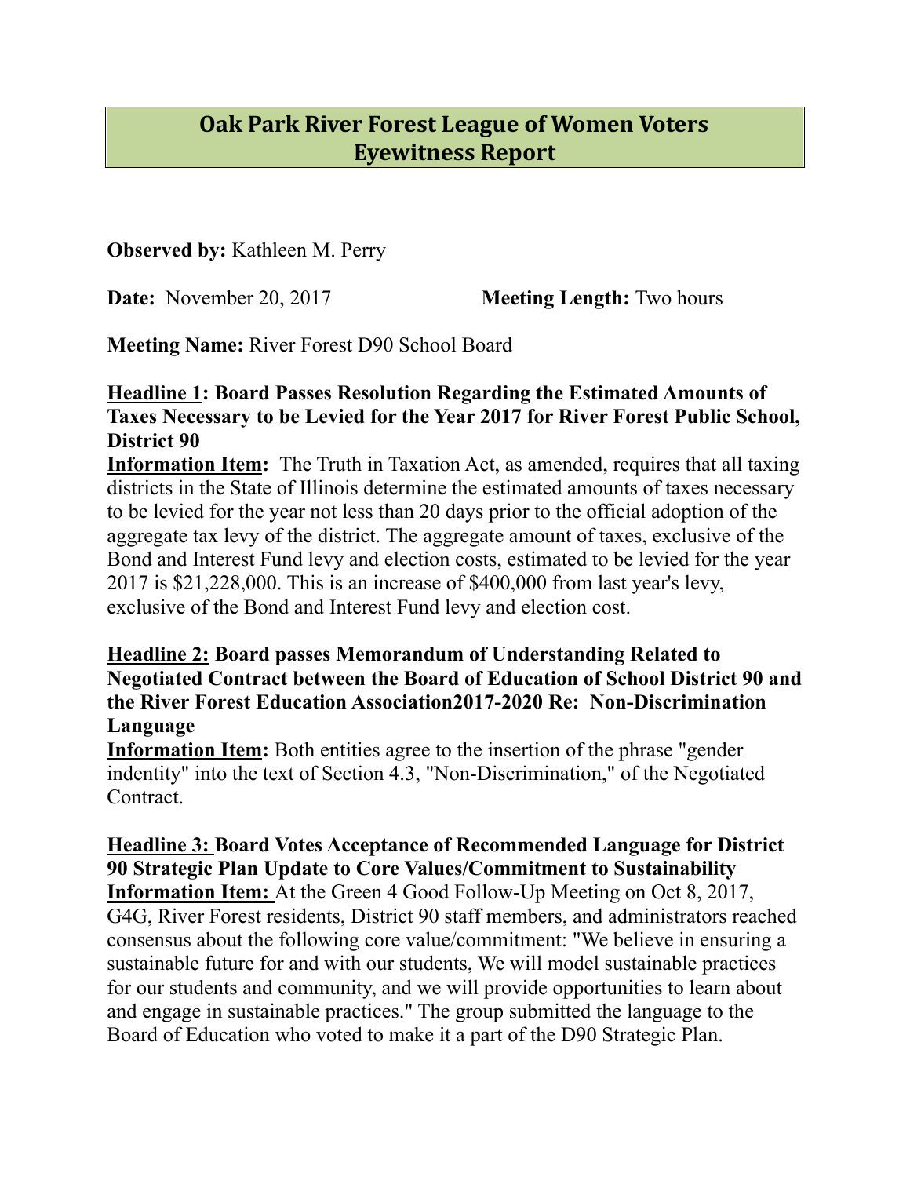# Oak Park River Forest League of Women Voters Eyewitness Report

**Observed by:** Kathleen M. Perry

**Date:** November 20, 2017 **Meeting Length:** Two hours

**Meeting Name:** River Forest D90 School Board

**<u>Headline 1</u>: Board Passes Resolution Regarding the Estimated Amounts of Taxes Necessary to be Levied for the Year 2017 for River Forest Public School, District 90**

**<u>Information Item</u>:** The Truth in Taxation Act, as amended, requires that all taxing districts in the State of Illinois determine the estimated amounts of taxes necessary to be levied for the year not less than 20 days prior to the official adoption of the aggregate tax levy of the district. The aggregate amount of taxes, exclusive of the Bond and Interest Fund levy and election costs, estimated to be levied for the year 2017 is $21,228,000. This is an increase of $400,000 from last year's levy, exclusive of the Bond and Interest Fund levy and election cost.

**<u>Headline 2:</u> Board passes Memorandum of Understanding Related to Negotiated Contract between the Board of Education of School District 90 and the River Forest Education Association2017-2020 Re: Non-Discrimination Language**

**<u>Information Item</u>:** Both entities agree to the insertion of the phrase "gender indentity" into the text of Section 4.3, "Non-Discrimination," of the Negotiated Contract.

**<u>Headline 3:</u> Board Votes Acceptance of Recommended Language for District 90 Strategic Plan Update to Core Values/Commitment to Sustainability**

**<u>Information Item:</u>** At the Green 4 Good Follow-Up Meeting on Oct 8, 2017, G4G, River Forest residents, District 90 staff members, and administrators reached consensus about the following core value/commitment: "We believe in ensuring a sustainable future for and with our students, We will model sustainable practices for our students and community, and we will provide opportunities to learn about and engage in sustainable practices." The group submitted the language to the Board of Education who voted to make it a part of the D90 Strategic Plan.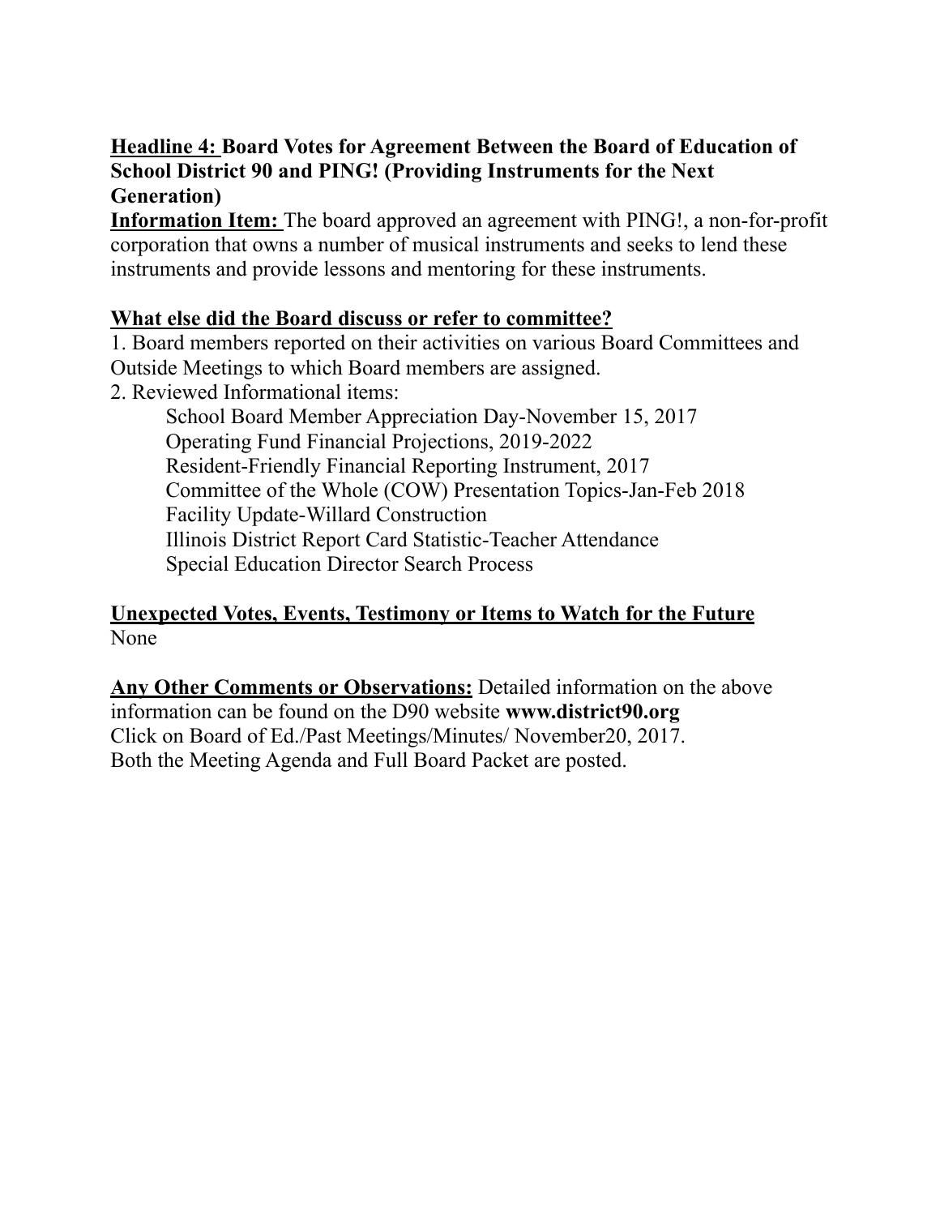**<u>Headline 4:</u> Board Votes for Agreement Between the Board of Education of School District 90 and PING! (Providing Instruments for the Next Generation)**

**<u>Information Item:</u>** The board approved an agreement with PING!, a non-for-profit corporation that owns a number of musical instruments and seeks to lend these instruments and provide lessons and mentoring for these instruments.

**<u>What else did the Board discuss or refer to committee?</u>**

1. Board members reported on their activities on various Board Committees and Outside Meetings to which Board members are assigned.
2. Reviewed Informational items:
    - School Board Member Appreciation Day-November 15, 2017
    - Operating Fund Financial Projections, 2019-2022
    - Resident-Friendly Financial Reporting Instrument, 2017
    - Committee of the Whole (COW) Presentation Topics-Jan-Feb 2018
    - Facility Update-Willard Construction
    - Illinois District Report Card Statistic-Teacher Attendance
    - Special Education Director Search Process

**<u>Unexpected Votes, Events, Testimony or Items to Watch for the Future</u>**

None

**<u>Any Other Comments or Observations:</u>** Detailed information on the above information can be found on the D90 website **www.district90.org**
Click on Board of Ed./Past Meetings/Minutes/ November20, 2017.
Both the Meeting Agenda and Full Board Packet are posted.